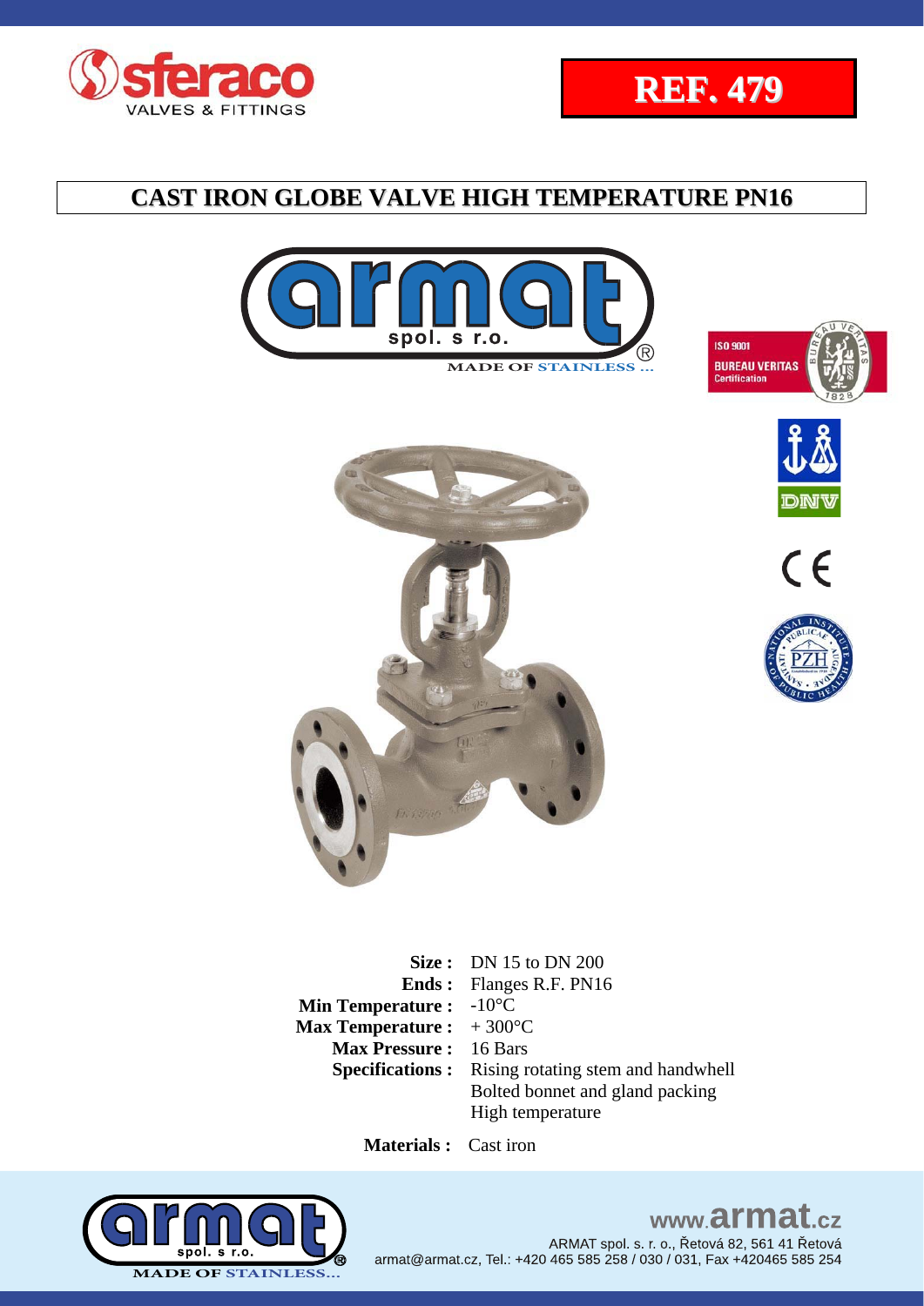**REF. 479**

# CAST IRON GLOBE VALVE HIGH TEMPERATURE PN16

| | |
|---|---|
| **Size :** | DN 15 to DN 200 |
| **Ends :** | Flanges R.F. PN16 |
| **Min Temperature :** | -10°C |
| **Max Temperature :** | + 300°C |
| **Max Pressure :** | 16 Bars |
| **Specifications :** | Rising rotating stem and handwhell<br>Bolted bonnet and gland packing<br>High temperature |

**Materials :** Cast iron

www.armat.cz

ARMAT spol. s. r. o., Řetová 82, 561 41 Řetová
armat@armat.cz, Tel.: +420 465 585 258 / 030 / 031, Fax +420465 585 254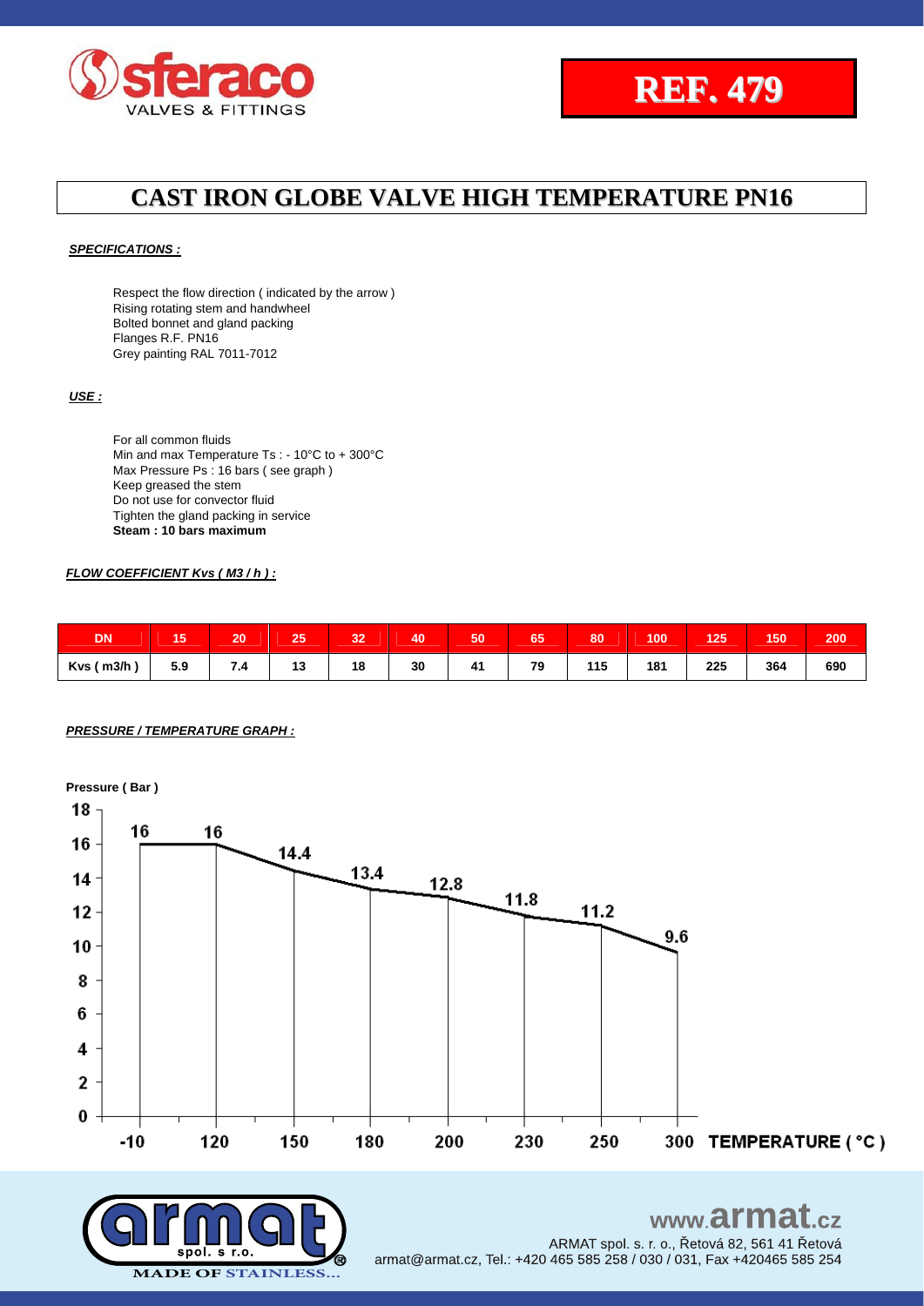**REF. 479**

# CAST IRON GLOBE VALVE HIGH TEMPERATURE PN16

***SPECIFICATIONS :***

Respect the flow direction ( indicated by the arrow )
Rising rotating stem and handwheel
Bolted bonnet and gland packing
Flanges R.F. PN16
Grey painting RAL 7011-7012

***USE :***

For all common fluids
Min and max Temperature Ts : - 10°C to + 300°C
Max Pressure Ps : 16 bars ( see graph )
Keep greased the stem
Do not use for convector fluid
Tighten the gland packing in service
**Steam : 10 bars maximum**

***FLOW COEFFICIENT Kvs ( M3 / h ) :***

| DN | 15 | 20 | 25 | 32 | 40 | 50 | 65 | 80 | 100 | 125 | 150 | 200 |
|---|---|---|---|---|---|---|---|---|---|---|---|---|
| Kvs ( m3/h ) | 5.9 | 7.4 | 13 | 18 | 30 | 41 | 79 | 115 | 181 | 225 | 364 | 690 |

***PRESSURE / TEMPERATURE GRAPH :***

| Temperature ( °C ) | -10 | 120 | 150 | 180 | 200 | 230 | 250 | 300 |
|---|---|---|---|---|---|---|---|---|
| Pressure ( Bar ) | 16 | 16 | 14.4 | 13.4 | 12.8 | 11.8 | 11.2 | 9.6 |

www.armat.cz
ARMAT spol. s r. o., Řetová 82, 561 41 Řetová
armat@armat.cz, Tel.: +420 465 585 258 / 030 / 031, Fax +420465 585 254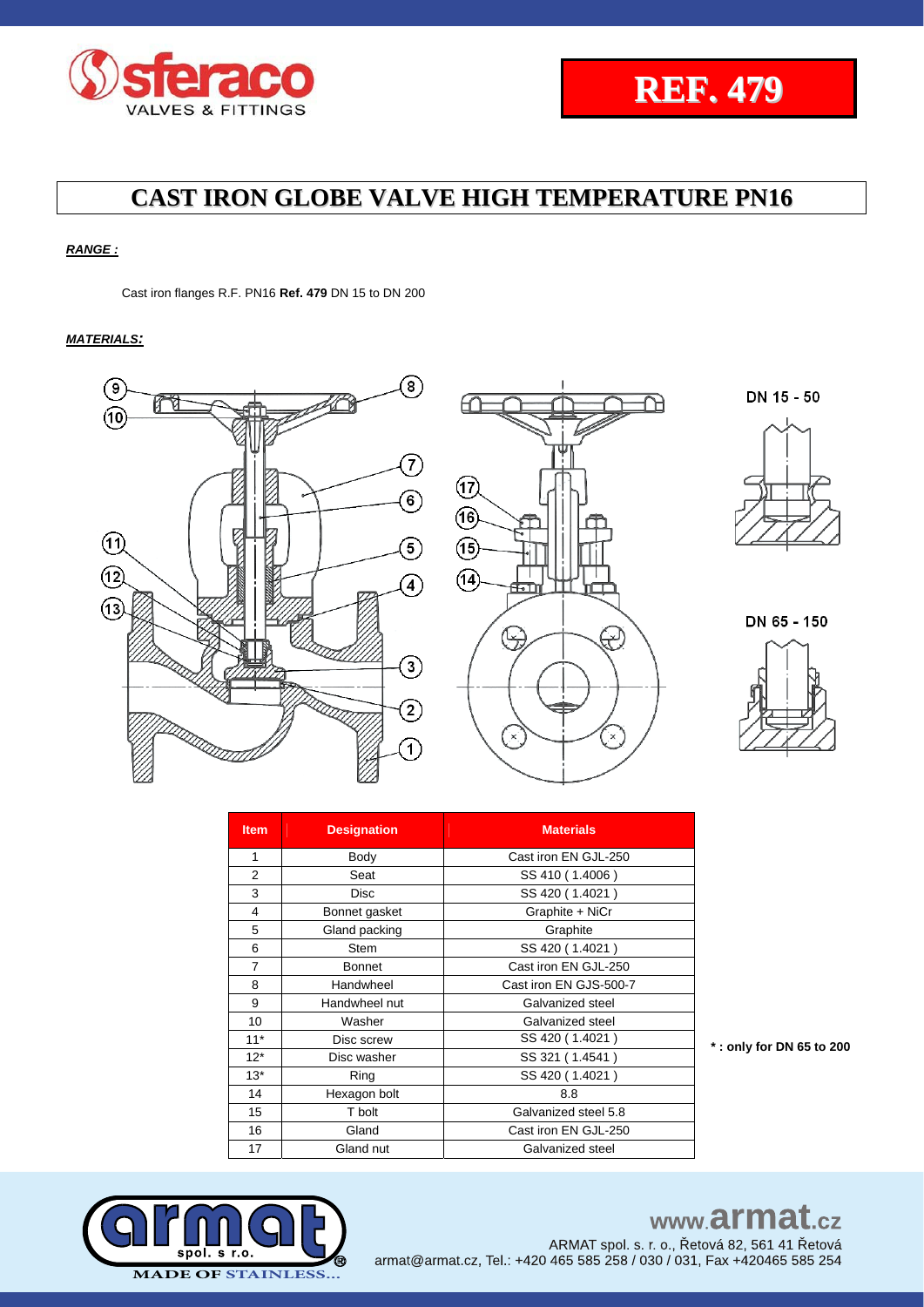# REF. 479

## CAST IRON GLOBE VALVE HIGH TEMPERATURE PN16

***RANGE :***

Cast iron flanges R.F. PN16 **Ref. 479** DN 15 to DN 200

***MATERIALS:***

DN 15 - 50

DN 65 - 150

| Item | Designation | Materials |
|---|---|---|
| 1 | Body | Cast iron EN GJL-250 |
| 2 | Seat | SS 410 ( 1.4006 ) |
| 3 | Disc | SS 420 ( 1.4021 ) |
| 4 | Bonnet gasket | Graphite + NiCr |
| 5 | Gland packing | Graphite |
| 6 | Stem | SS 420 ( 1.4021 ) |
| 7 | Bonnet | Cast iron EN GJL-250 |
| 8 | Handwheel | Cast iron EN GJS-500-7 |
| 9 | Handwheel nut | Galvanized steel |
| 10 | Washer | Galvanized steel |
| 11* | Disc screw | SS 420 ( 1.4021 ) |
| 12* | Disc washer | SS 321 ( 1.4541 ) |
| 13* | Ring | SS 420 ( 1.4021 ) |
| 14 | Hexagon bolt | 8.8 |
| 15 | T bolt | Galvanized steel 5.8 |
| 16 | Gland | Cast iron EN GJL-250 |
| 17 | Gland nut | Galvanized steel |

**\* : only for DN 65 to 200**

www.armat.cz

ARMAT spol. s r. o., Řetová 82, 561 41 Řetová
armat@armat.cz, Tel.: +420 465 585 258 / 030 / 031, Fax +420465 585 254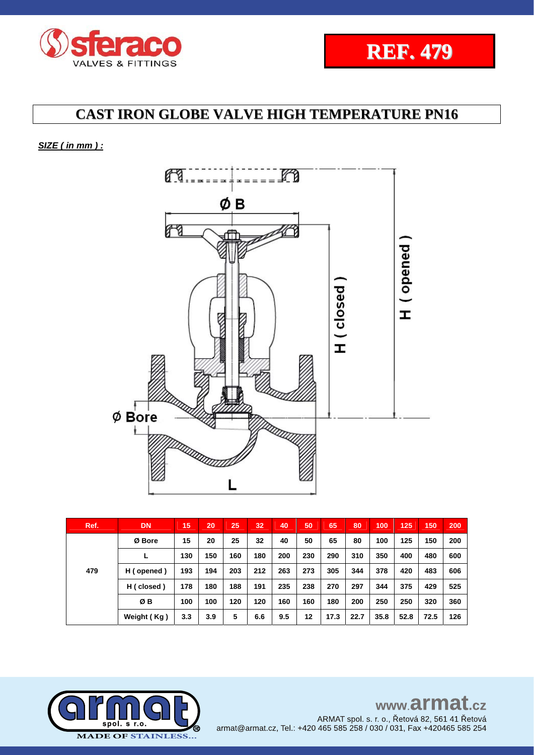sferaco VALVES & FITTINGS

**REF. 479**

# CAST IRON GLOBE VALVE HIGH TEMPERATURE PN16

***SIZE ( in mm ) :***

| Ref. | DN | 15 | 20 | 25 | 32 | 40 | 50 | 65 | 80 | 100 | 125 | 150 | 200 |
|---|---|---|---|---|---|---|---|---|---|---|---|---|---|
| 479 | Ø Bore | 15 | 20 | 25 | 32 | 40 | 50 | 65 | 80 | 100 | 125 | 150 | 200 |
| | L | 130 | 150 | 160 | 180 | 200 | 230 | 290 | 310 | 350 | 400 | 480 | 600 |
| | H ( opened ) | 193 | 194 | 203 | 212 | 263 | 273 | 305 | 344 | 378 | 420 | 483 | 606 |
| | H ( closed ) | 178 | 180 | 188 | 191 | 235 | 238 | 270 | 297 | 344 | 375 | 429 | 525 |
| | Ø B | 100 | 100 | 120 | 120 | 160 | 160 | 180 | 200 | 250 | 250 | 320 | 360 |
| | Weight ( Kg ) | 3.3 | 3.9 | 5 | 6.6 | 9.5 | 12 | 17.3 | 22.7 | 35.8 | 52.8 | 72.5 | 126 |

armat spol. s r.o. MADE OF STAINLESS...

www.armat.cz

ARMAT spol. s. r. o., Řetová 82, 561 41 Řetová
armat@armat.cz, Tel.: +420 465 585 258 / 030 / 031, Fax +420465 585 254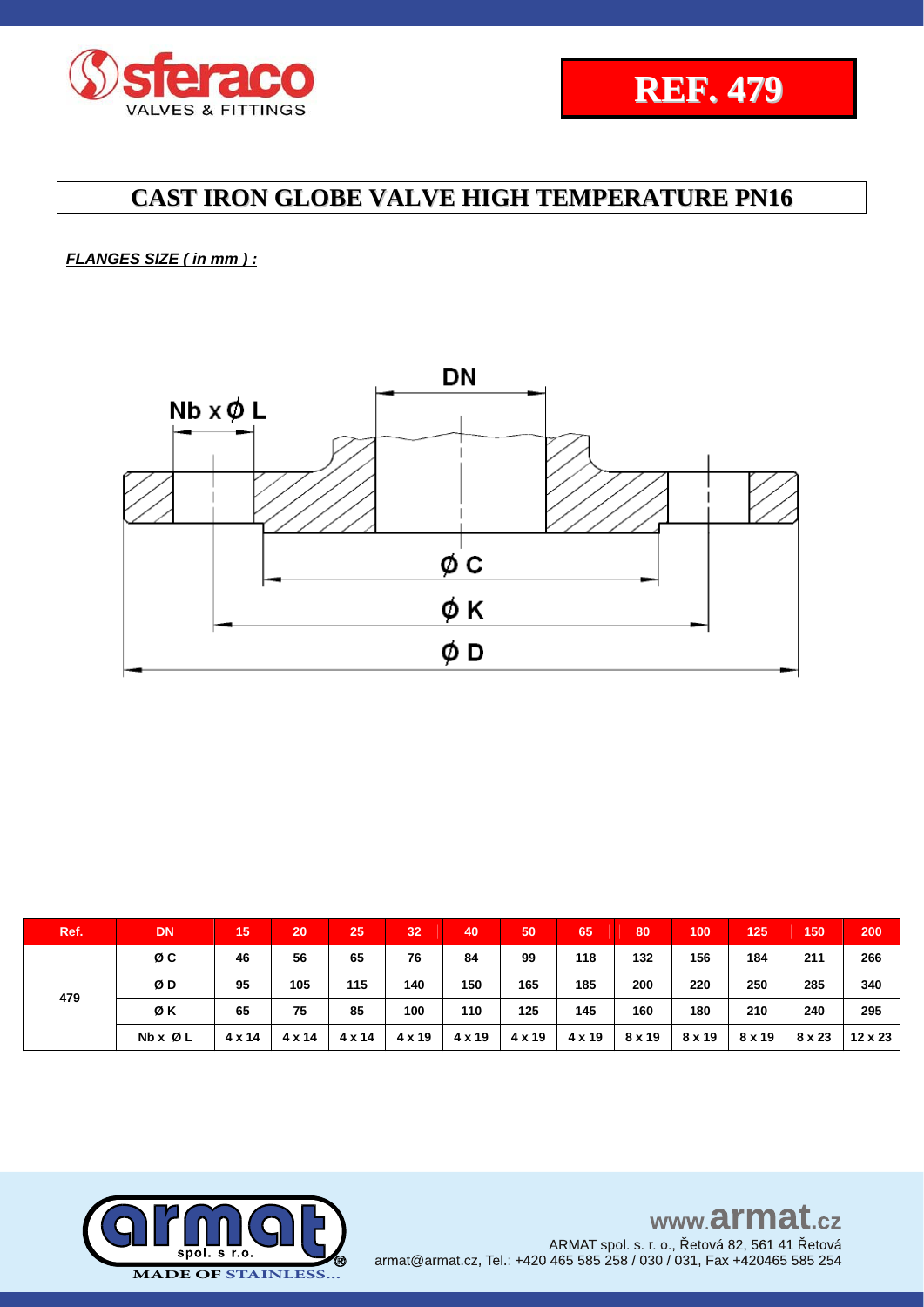**REF. 479**

# CAST IRON GLOBE VALVE HIGH TEMPERATURE PN16

***FLANGES SIZE ( in mm ) :***

| Ref. | DN | 15 | 20 | 25 | 32 | 40 | 50 | 65 | 80 | 100 | 125 | 150 | 200 |
|---|---|---|---|---|---|---|---|---|---|---|---|---|---|
| 479 | Ø C | 46 | 56 | 65 | 76 | 84 | 99 | 118 | 132 | 156 | 184 | 211 | 266 |
| | Ø D | 95 | 105 | 115 | 140 | 150 | 165 | 185 | 200 | 220 | 250 | 285 | 340 |
| | Ø K | 65 | 75 | 85 | 100 | 110 | 125 | 145 | 160 | 180 | 210 | 240 | 295 |
| | Nb x Ø L | 4 x 14 | 4 x 14 | 4 x 14 | 4 x 19 | 4 x 19 | 4 x 19 | 4 x 19 | 8 x 19 | 8 x 19 | 8 x 19 | 8 x 23 | 12 x 23 |

www.armat.cz

ARMAT spol. s r. o., Řetová 82, 561 41 Řetová
armat@armat.cz, Tel.: +420 465 585 258 / 030 / 031, Fax +420465 585 254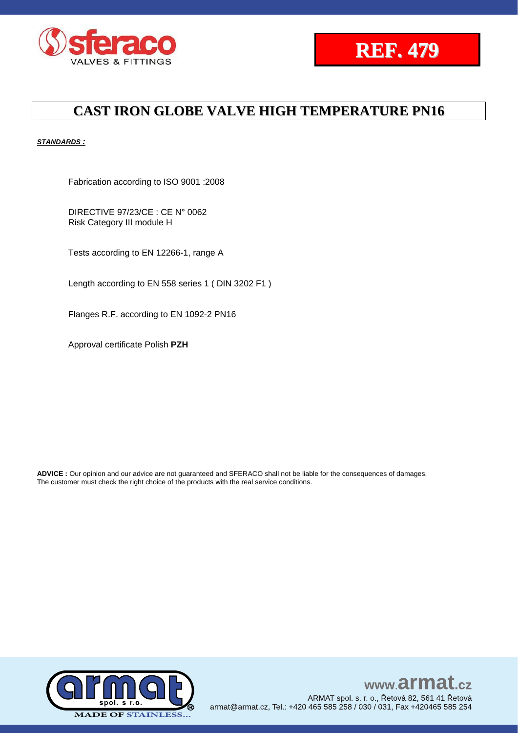**REF. 479**

# CAST IRON GLOBE VALVE HIGH TEMPERATURE PN16

***STANDARDS :***

Fabrication according to ISO 9001 :2008

DIRECTIVE 97/23/CE : CE N° 0062
Risk Category III module H

Tests according to EN 12266-1, range A

Length according to EN 558 series 1 ( DIN 3202 F1 )

Flanges R.F. according to EN 1092-2 PN16

Approval certificate Polish **PZH**

**ADVICE :** Our opinion and our advice are not guaranteed and SFERACO shall not be liable for the consequences of damages. The customer must check the right choice of the products with the real service conditions.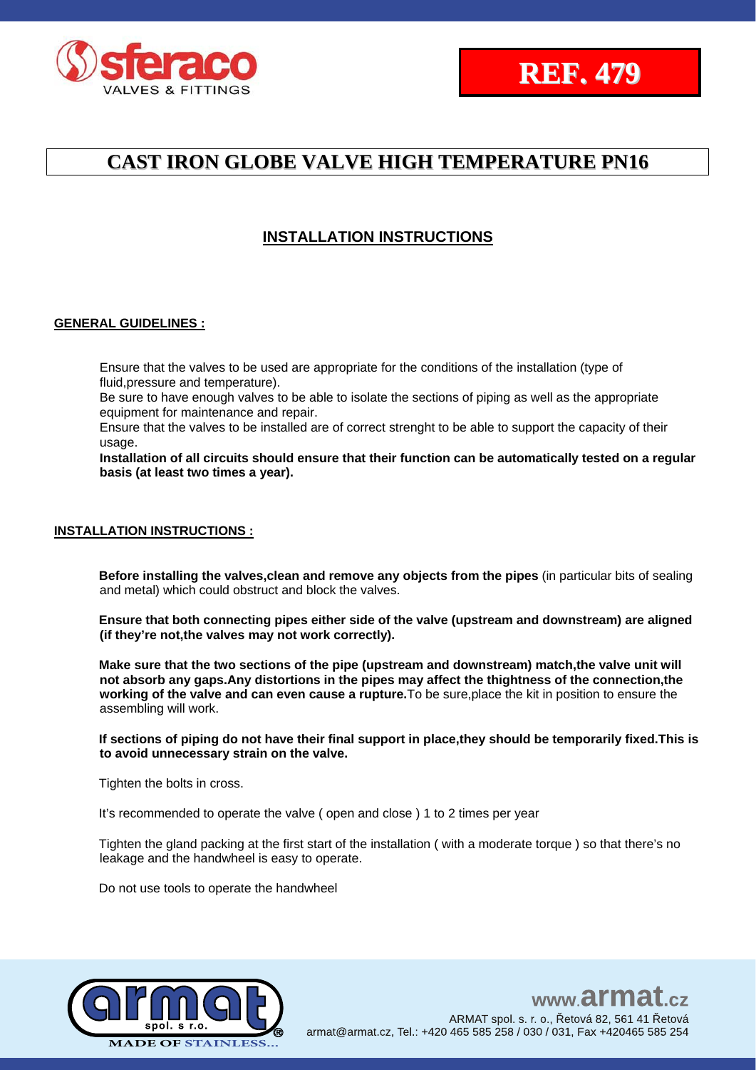**REF. 479**

# CAST IRON GLOBE VALVE HIGH TEMPERATURE PN16

## INSTALLATION INSTRUCTIONS

### GENERAL GUIDELINES :

Ensure that the valves to be used are appropriate for the conditions of the installation (type of fluid,pressure and temperature).
Be sure to have enough valves to be able to isolate the sections of piping as well as the appropriate equipment for maintenance and repair.
Ensure that the valves to be installed are of correct strenght to be able to support the capacity of their usage.
**Installation of all circuits should ensure that their function can be automatically tested on a regular basis (at least two times a year).**

### INSTALLATION INSTRUCTIONS :

**Before installing the valves,clean and remove any objects from the pipes** (in particular bits of sealing and metal) which could obstruct and block the valves.

**Ensure that both connecting pipes either side of the valve (upstream and downstream) are aligned (if they're not,the valves may not work correctly).**

**Make sure that the two sections of the pipe (upstream and downstream) match,the valve unit will not absorb any gaps.Any distortions in the pipes may affect the thightness of the connection,the working of the valve and can even cause a rupture.** To be sure,place the kit in position to ensure the assembling will work.

**If sections of piping do not have their final support in place,they should be temporarily fixed.This is to avoid unnecessary strain on the valve.**

Tighten the bolts in cross.

It's recommended to operate the valve ( open and close ) 1 to 2 times per year

Tighten the gland packing at the first start of the installation ( with a moderate torque ) so that there's no leakage and the handwheel is easy to operate.

Do not use tools to operate the handwheel

www.armat.cz
ARMAT spol. s r. o., Řetová 82, 561 41 Řetová
armat@armat.cz, Tel.: +420 465 585 258 / 030 / 031, Fax +420465 585 254